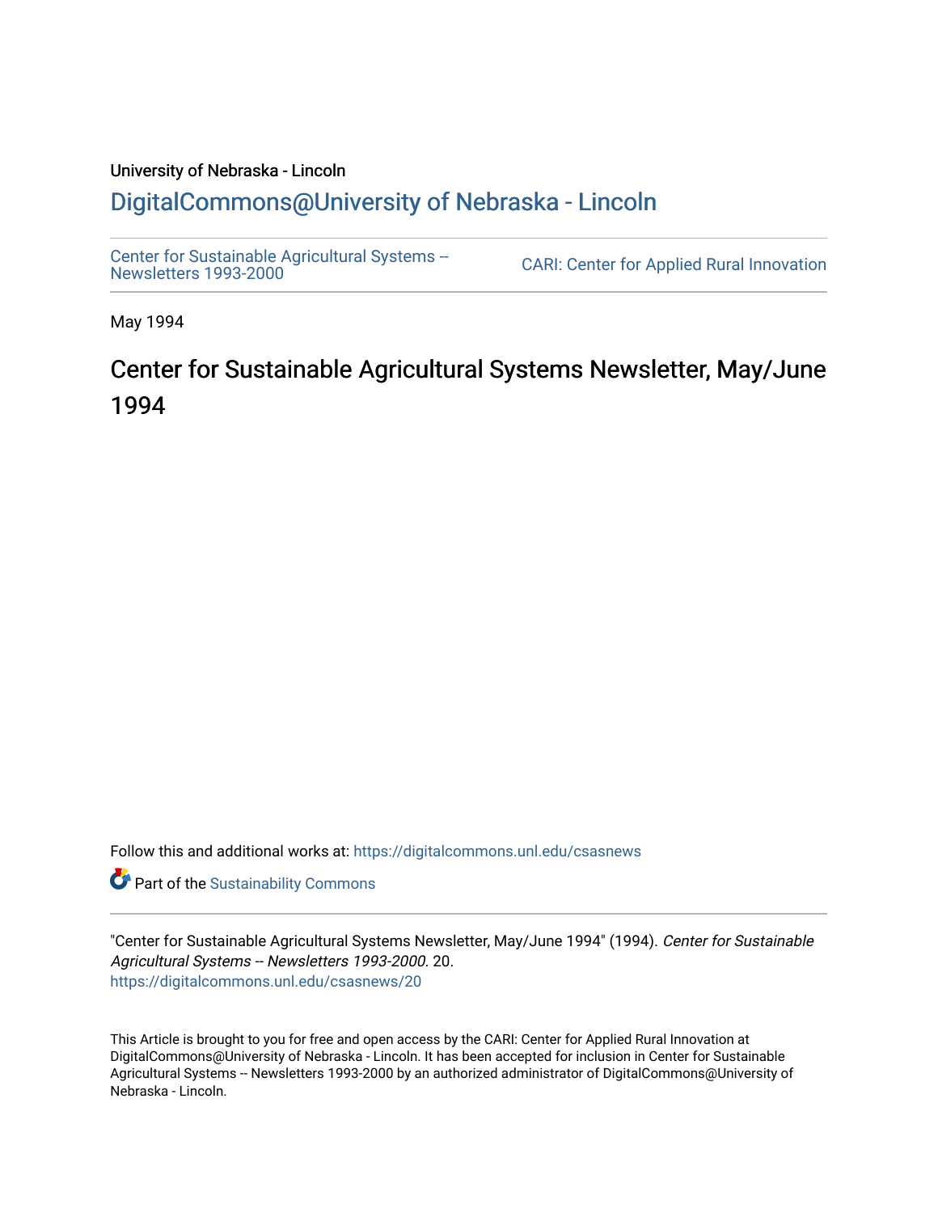University of Nebraska - Lincoln

# DigitalCommons@University of Nebraska - Lincoln

Center for Sustainable Agricultural Systems -- Newsletters 1993-2000

CARI: Center for Applied Rural Innovation

May 1994

## Center for Sustainable Agricultural Systems Newsletter, May/June 1994

Follow this and additional works at: https://digitalcommons.unl.edu/csasnews

Part of the Sustainability Commons

"Center for Sustainable Agricultural Systems Newsletter, May/June 1994" (1994). *Center for Sustainable Agricultural Systems -- Newsletters 1993-2000*. 20.
https://digitalcommons.unl.edu/csasnews/20

This Article is brought to you for free and open access by the CARI: Center for Applied Rural Innovation at DigitalCommons@University of Nebraska - Lincoln. It has been accepted for inclusion in Center for Sustainable Agricultural Systems -- Newsletters 1993-2000 by an authorized administrator of DigitalCommons@University of Nebraska - Lincoln.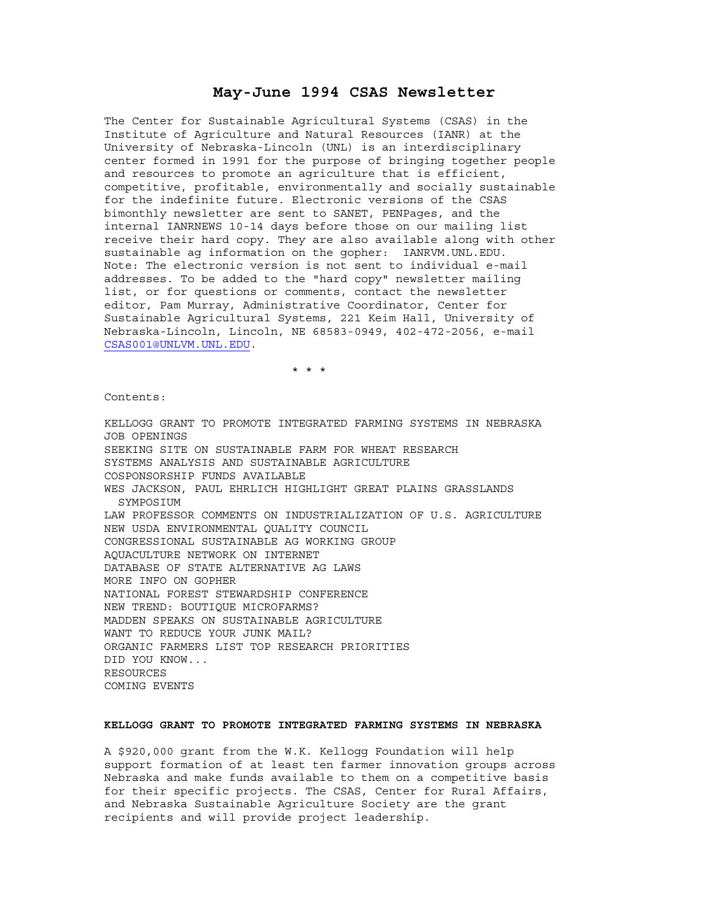# May-June 1994 CSAS Newsletter

The Center for Sustainable Agricultural Systems (CSAS) in the Institute of Agriculture and Natural Resources (IANR) at the University of Nebraska-Lincoln (UNL) is an interdisciplinary center formed in 1991 for the purpose of bringing together people and resources to promote an agriculture that is efficient, competitive, profitable, environmentally and socially sustainable for the indefinite future. Electronic versions of the CSAS bimonthly newsletter are sent to SANET, PENPages, and the internal IANRNEWS 10-14 days before those on our mailing list receive their hard copy. They are also available along with other sustainable ag information on the gopher: IANRVM.UNL.EDU. Note: The electronic version is not sent to individual e-mail addresses. To be added to the "hard copy" newsletter mailing list, or for questions or comments, contact the newsletter editor, Pam Murray, Administrative Coordinator, Center for Sustainable Agricultural Systems, 221 Keim Hall, University of Nebraska-Lincoln, Lincoln, NE 68583-0949, 402-472-2056, e-mail CSAS001@UNLVM.UNL.EDU.

\* \* \*

Contents:

KELLOGG GRANT TO PROMOTE INTEGRATED FARMING SYSTEMS IN NEBRASKA
JOB OPENINGS
SEEKING SITE ON SUSTAINABLE FARM FOR WHEAT RESEARCH
SYSTEMS ANALYSIS AND SUSTAINABLE AGRICULTURE
COSPONSORSHIP FUNDS AVAILABLE
WES JACKSON, PAUL EHRLICH HIGHLIGHT GREAT PLAINS GRASSLANDS SYMPOSIUM
LAW PROFESSOR COMMENTS ON INDUSTRIALIZATION OF U.S. AGRICULTURE
NEW USDA ENVIRONMENTAL QUALITY COUNCIL
CONGRESSIONAL SUSTAINABLE AG WORKING GROUP
AQUACULTURE NETWORK ON INTERNET
DATABASE OF STATE ALTERNATIVE AG LAWS
MORE INFO ON GOPHER
NATIONAL FOREST STEWARDSHIP CONFERENCE
NEW TREND: BOUTIQUE MICROFARMS?
MADDEN SPEAKS ON SUSTAINABLE AGRICULTURE
WANT TO REDUCE YOUR JUNK MAIL?
ORGANIC FARMERS LIST TOP RESEARCH PRIORITIES
DID YOU KNOW...
RESOURCES
COMING EVENTS

**KELLOGG GRANT TO PROMOTE INTEGRATED FARMING SYSTEMS IN NEBRASKA**

A $920,000 grant from the W.K. Kellogg Foundation will help support formation of at least ten farmer innovation groups across Nebraska and make funds available to them on a competitive basis for their specific projects. The CSAS, Center for Rural Affairs, and Nebraska Sustainable Agriculture Society are the grant recipients and will provide project leadership.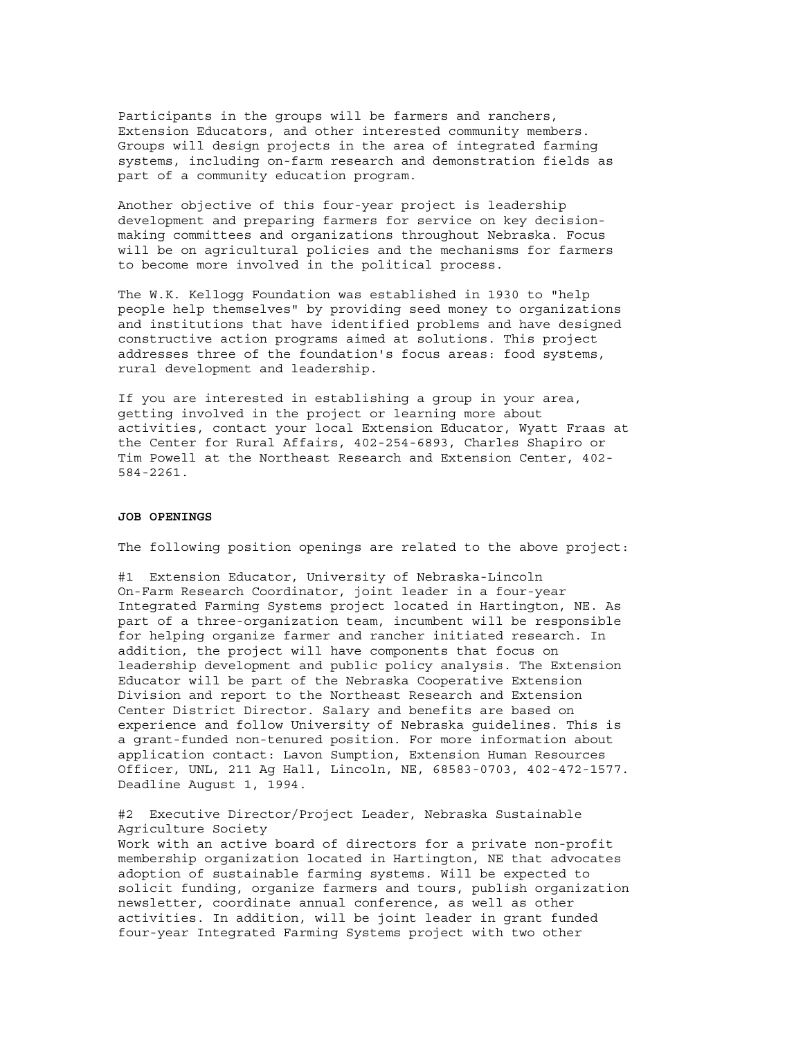Participants in the groups will be farmers and ranchers, Extension Educators, and other interested community members. Groups will design projects in the area of integrated farming systems, including on-farm research and demonstration fields as part of a community education program.

Another objective of this four-year project is leadership development and preparing farmers for service on key decision-making committees and organizations throughout Nebraska. Focus will be on agricultural policies and the mechanisms for farmers to become more involved in the political process.

The W.K. Kellogg Foundation was established in 1930 to "help people help themselves" by providing seed money to organizations and institutions that have identified problems and have designed constructive action programs aimed at solutions. This project addresses three of the foundation's focus areas: food systems, rural development and leadership.

If you are interested in establishing a group in your area, getting involved in the project or learning more about activities, contact your local Extension Educator, Wyatt Fraas at the Center for Rural Affairs, 402-254-6893, Charles Shapiro or Tim Powell at the Northeast Research and Extension Center, 402-584-2261.

**JOB OPENINGS**

The following position openings are related to the above project:

#1 Extension Educator, University of Nebraska-Lincoln
On-Farm Research Coordinator, joint leader in a four-year Integrated Farming Systems project located in Hartington, NE. As part of a three-organization team, incumbent will be responsible for helping organize farmer and rancher initiated research. In addition, the project will have components that focus on leadership development and public policy analysis. The Extension Educator will be part of the Nebraska Cooperative Extension Division and report to the Northeast Research and Extension Center District Director. Salary and benefits are based on experience and follow University of Nebraska guidelines. This is a grant-funded non-tenured position. For more information about application contact: Lavon Sumption, Extension Human Resources Officer, UNL, 211 Ag Hall, Lincoln, NE, 68583-0703, 402-472-1577. Deadline August 1, 1994.

#2 Executive Director/Project Leader, Nebraska Sustainable Agriculture Society
Work with an active board of directors for a private non-profit membership organization located in Hartington, NE that advocates adoption of sustainable farming systems. Will be expected to solicit funding, organize farmers and tours, publish organization newsletter, coordinate annual conference, as well as other activities. In addition, will be joint leader in grant funded four-year Integrated Farming Systems project with two other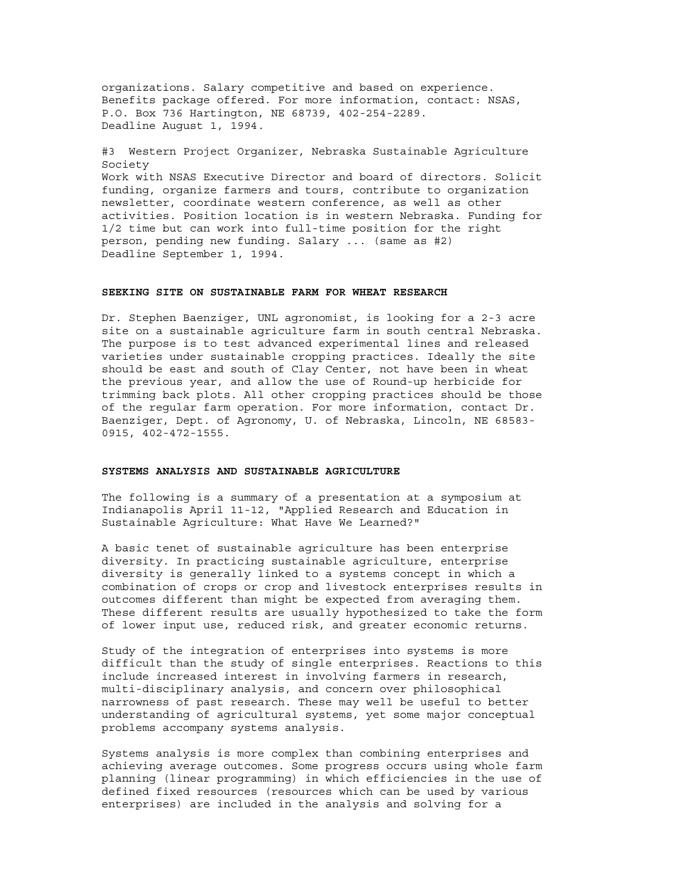organizations. Salary competitive and based on experience. Benefits package offered. For more information, contact: NSAS, P.O. Box 736 Hartington, NE 68739, 402-254-2289. Deadline August 1, 1994.

#3 Western Project Organizer, Nebraska Sustainable Agriculture Society
Work with NSAS Executive Director and board of directors. Solicit funding, organize farmers and tours, contribute to organization newsletter, coordinate western conference, as well as other activities. Position location is in western Nebraska. Funding for 1/2 time but can work into full-time position for the right person, pending new funding. Salary ... (same as #2)
Deadline September 1, 1994.

**SEEKING SITE ON SUSTAINABLE FARM FOR WHEAT RESEARCH**

Dr. Stephen Baenziger, UNL agronomist, is looking for a 2-3 acre site on a sustainable agriculture farm in south central Nebraska. The purpose is to test advanced experimental lines and released varieties under sustainable cropping practices. Ideally the site should be east and south of Clay Center, not have been in wheat the previous year, and allow the use of Round-up herbicide for trimming back plots. All other cropping practices should be those of the regular farm operation. For more information, contact Dr. Baenziger, Dept. of Agronomy, U. of Nebraska, Lincoln, NE 68583-0915, 402-472-1555.

**SYSTEMS ANALYSIS AND SUSTAINABLE AGRICULTURE**

The following is a summary of a presentation at a symposium at Indianapolis April 11-12, "Applied Research and Education in Sustainable Agriculture: What Have We Learned?"

A basic tenet of sustainable agriculture has been enterprise diversity. In practicing sustainable agriculture, enterprise diversity is generally linked to a systems concept in which a combination of crops or crop and livestock enterprises results in outcomes different than might be expected from averaging them. These different results are usually hypothesized to take the form of lower input use, reduced risk, and greater economic returns.

Study of the integration of enterprises into systems is more difficult than the study of single enterprises. Reactions to this include increased interest in involving farmers in research, multi-disciplinary analysis, and concern over philosophical narrowness of past research. These may well be useful to better understanding of agricultural systems, yet some major conceptual problems accompany systems analysis.

Systems analysis is more complex than combining enterprises and achieving average outcomes. Some progress occurs using whole farm planning (linear programming) in which efficiencies in the use of defined fixed resources (resources which can be used by various enterprises) are included in the analysis and solving for a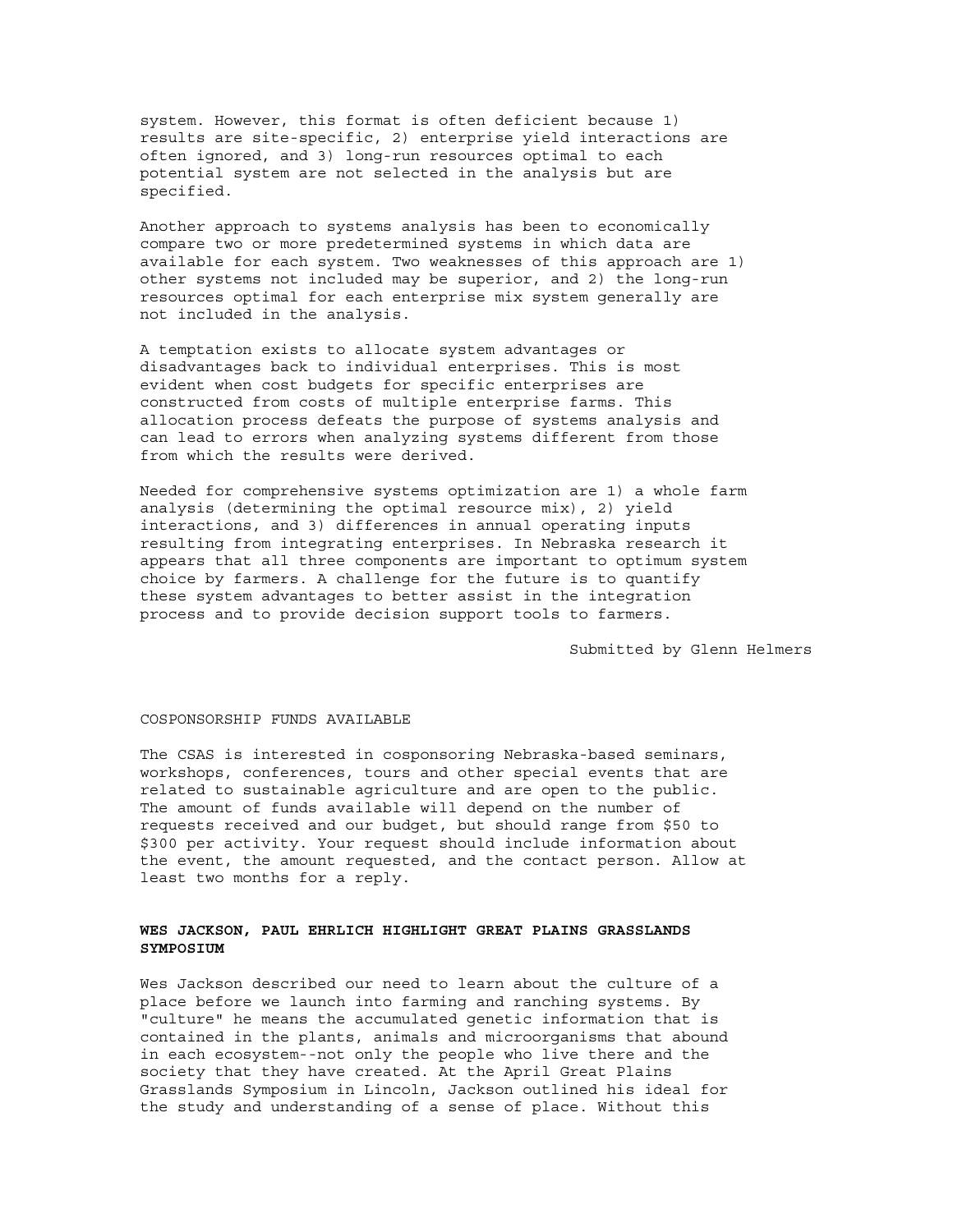system. However, this format is often deficient because 1) results are site-specific, 2) enterprise yield interactions are often ignored, and 3) long-run resources optimal to each potential system are not selected in the analysis but are specified.

Another approach to systems analysis has been to economically compare two or more predetermined systems in which data are available for each system. Two weaknesses of this approach are 1) other systems not included may be superior, and 2) the long-run resources optimal for each enterprise mix system generally are not included in the analysis.

A temptation exists to allocate system advantages or disadvantages back to individual enterprises. This is most evident when cost budgets for specific enterprises are constructed from costs of multiple enterprise farms. This allocation process defeats the purpose of systems analysis and can lead to errors when analyzing systems different from those from which the results were derived.

Needed for comprehensive systems optimization are 1) a whole farm analysis (determining the optimal resource mix), 2) yield interactions, and 3) differences in annual operating inputs resulting from integrating enterprises. In Nebraska research it appears that all three components are important to optimum system choice by farmers. A challenge for the future is to quantify these system advantages to better assist in the integration process and to provide decision support tools to farmers.

Submitted by Glenn Helmers

COSPONSORSHIP FUNDS AVAILABLE

The CSAS is interested in cosponsoring Nebraska-based seminars, workshops, conferences, tours and other special events that are related to sustainable agriculture and are open to the public. The amount of funds available will depend on the number of requests received and our budget, but should range from $50 to $300 per activity. Your request should include information about the event, the amount requested, and the contact person. Allow at least two months for a reply.

## WES JACKSON, PAUL EHRLICH HIGHLIGHT GREAT PLAINS GRASSLANDS SYMPOSIUM

Wes Jackson described our need to learn about the culture of a place before we launch into farming and ranching systems. By "culture" he means the accumulated genetic information that is contained in the plants, animals and microorganisms that abound in each ecosystem--not only the people who live there and the society that they have created. At the April Great Plains Grasslands Symposium in Lincoln, Jackson outlined his ideal for the study and understanding of a sense of place. Without this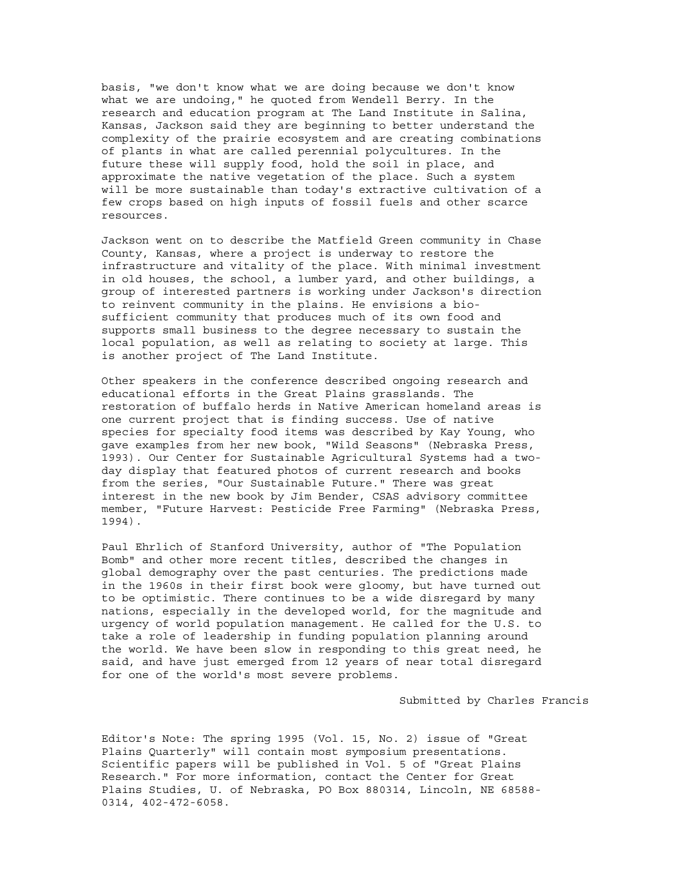basis, "we don't know what we are doing because we don't know what we are undoing," he quoted from Wendell Berry. In the research and education program at The Land Institute in Salina, Kansas, Jackson said they are beginning to better understand the complexity of the prairie ecosystem and are creating combinations of plants in what are called perennial polycultures. In the future these will supply food, hold the soil in place, and approximate the native vegetation of the place. Such a system will be more sustainable than today's extractive cultivation of a few crops based on high inputs of fossil fuels and other scarce resources.

Jackson went on to describe the Matfield Green community in Chase County, Kansas, where a project is underway to restore the infrastructure and vitality of the place. With minimal investment in old houses, the school, a lumber yard, and other buildings, a group of interested partners is working under Jackson's direction to reinvent community in the plains. He envisions a bio-sufficient community that produces much of its own food and supports small business to the degree necessary to sustain the local population, as well as relating to society at large. This is another project of The Land Institute.

Other speakers in the conference described ongoing research and educational efforts in the Great Plains grasslands. The restoration of buffalo herds in Native American homeland areas is one current project that is finding success. Use of native species for specialty food items was described by Kay Young, who gave examples from her new book, "Wild Seasons" (Nebraska Press, 1993). Our Center for Sustainable Agricultural Systems had a two-day display that featured photos of current research and books from the series, "Our Sustainable Future." There was great interest in the new book by Jim Bender, CSAS advisory committee member, "Future Harvest: Pesticide Free Farming" (Nebraska Press, 1994).

Paul Ehrlich of Stanford University, author of "The Population Bomb" and other more recent titles, described the changes in global demography over the past centuries. The predictions made in the 1960s in their first book were gloomy, but have turned out to be optimistic. There continues to be a wide disregard by many nations, especially in the developed world, for the magnitude and urgency of world population management. He called for the U.S. to take a role of leadership in funding population planning around the world. We have been slow in responding to this great need, he said, and have just emerged from 12 years of near total disregard for one of the world's most severe problems.

Submitted by Charles Francis

Editor's Note: The spring 1995 (Vol. 15, No. 2) issue of "Great Plains Quarterly" will contain most symposium presentations. Scientific papers will be published in Vol. 5 of "Great Plains Research." For more information, contact the Center for Great Plains Studies, U. of Nebraska, PO Box 880314, Lincoln, NE 68588-0314, 402-472-6058.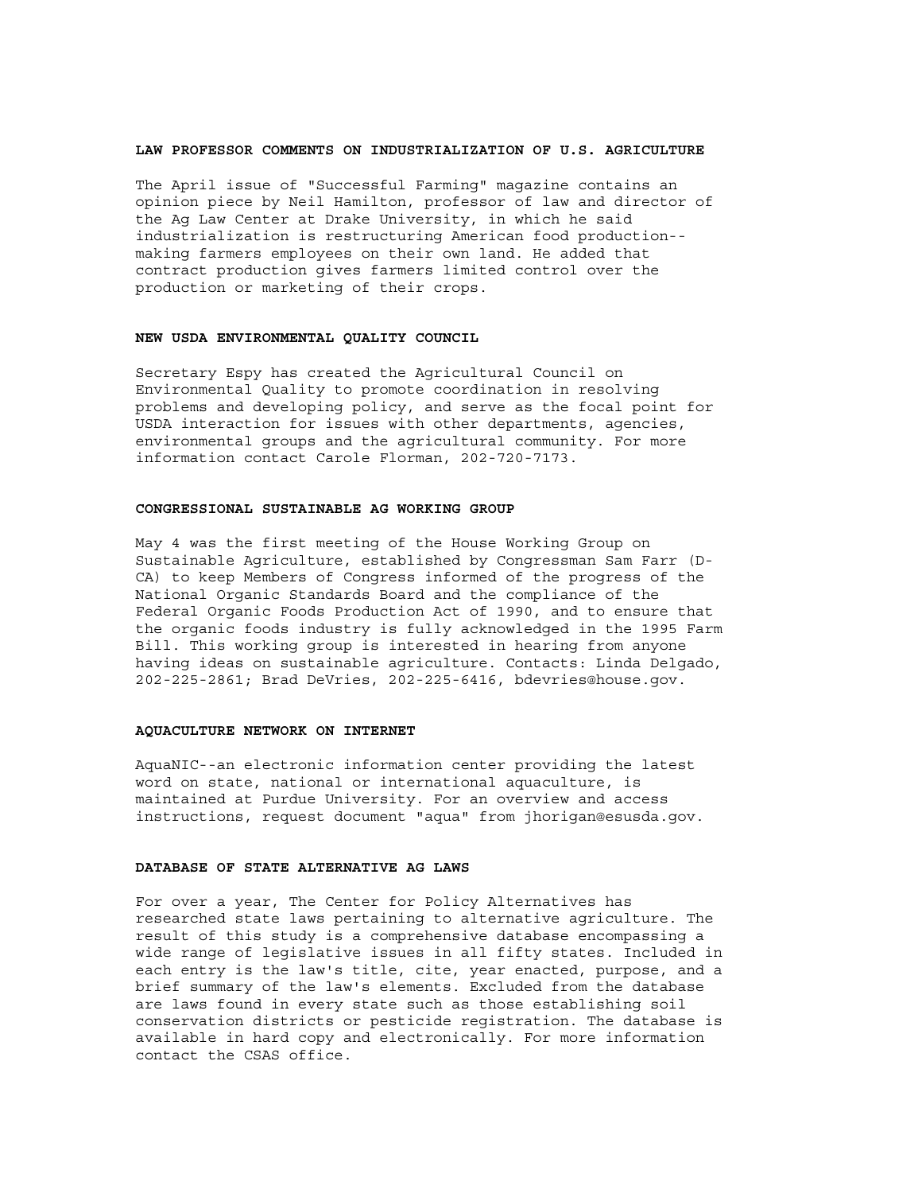## LAW PROFESSOR COMMENTS ON INDUSTRIALIZATION OF U.S. AGRICULTURE

The April issue of "Successful Farming" magazine contains an opinion piece by Neil Hamilton, professor of law and director of the Ag Law Center at Drake University, in which he said industrialization is restructuring American food production--making farmers employees on their own land. He added that contract production gives farmers limited control over the production or marketing of their crops.

## NEW USDA ENVIRONMENTAL QUALITY COUNCIL

Secretary Espy has created the Agricultural Council on Environmental Quality to promote coordination in resolving problems and developing policy, and serve as the focal point for USDA interaction for issues with other departments, agencies, environmental groups and the agricultural community. For more information contact Carole Florman, 202-720-7173.

## CONGRESSIONAL SUSTAINABLE AG WORKING GROUP

May 4 was the first meeting of the House Working Group on Sustainable Agriculture, established by Congressman Sam Farr (D-CA) to keep Members of Congress informed of the progress of the National Organic Standards Board and the compliance of the Federal Organic Foods Production Act of 1990, and to ensure that the organic foods industry is fully acknowledged in the 1995 Farm Bill. This working group is interested in hearing from anyone having ideas on sustainable agriculture. Contacts: Linda Delgado, 202-225-2861; Brad DeVries, 202-225-6416, bdevries@house.gov.

## AQUACULTURE NETWORK ON INTERNET

AquaNIC--an electronic information center providing the latest word on state, national or international aquaculture, is maintained at Purdue University. For an overview and access instructions, request document "aqua" from jhorigan@esusda.gov.

## DATABASE OF STATE ALTERNATIVE AG LAWS

For over a year, The Center for Policy Alternatives has researched state laws pertaining to alternative agriculture. The result of this study is a comprehensive database encompassing a wide range of legislative issues in all fifty states. Included in each entry is the law's title, cite, year enacted, purpose, and a brief summary of the law's elements. Excluded from the database are laws found in every state such as those establishing soil conservation districts or pesticide registration. The database is available in hard copy and electronically. For more information contact the CSAS office.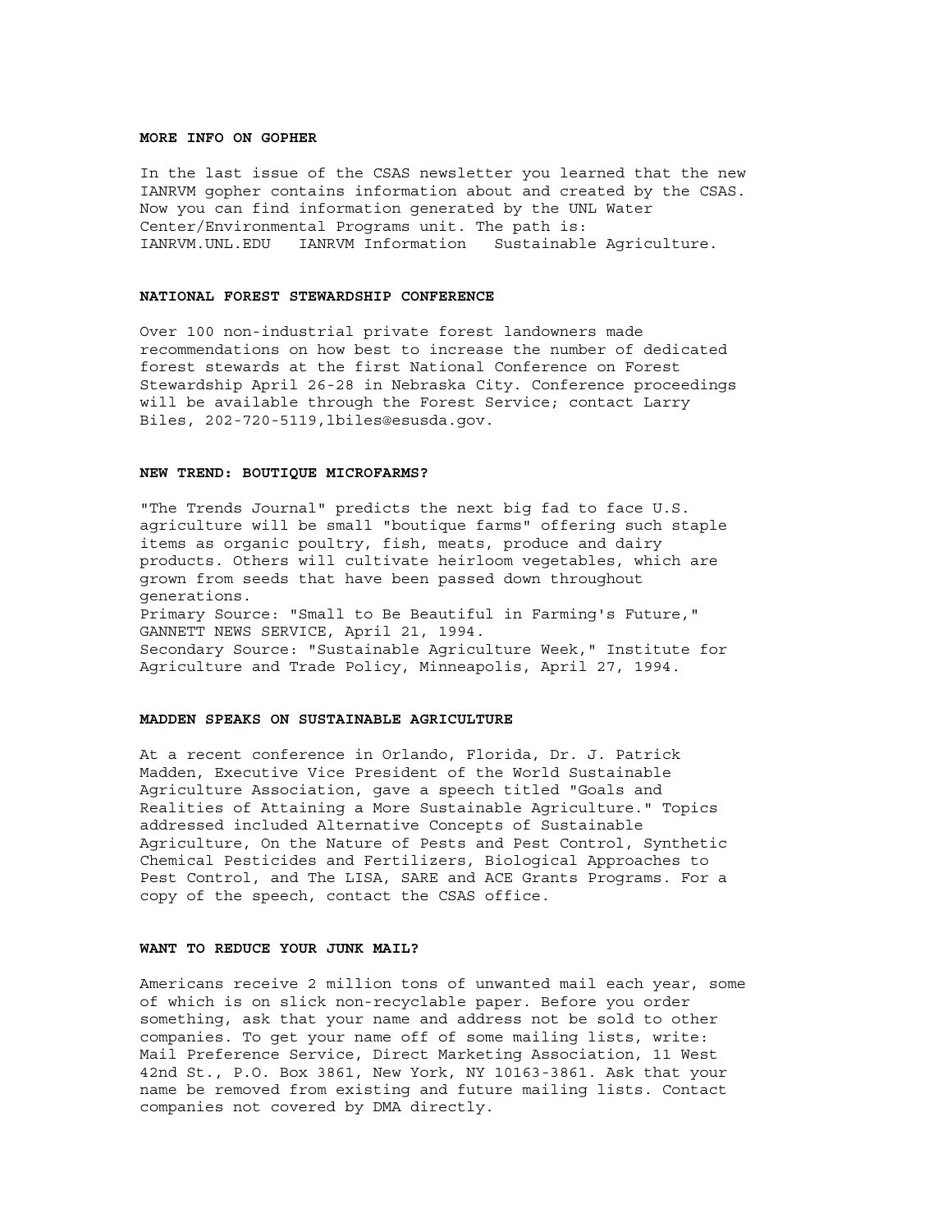### MORE INFO ON GOPHER

In the last issue of the CSAS newsletter you learned that the new IANRVM gopher contains information about and created by the CSAS. Now you can find information generated by the UNL Water Center/Environmental Programs unit. The path is: IANRVM.UNL.EDU IANRVM Information Sustainable Agriculture.

### NATIONAL FOREST STEWARDSHIP CONFERENCE

Over 100 non-industrial private forest landowners made recommendations on how best to increase the number of dedicated forest stewards at the first National Conference on Forest Stewardship April 26-28 in Nebraska City. Conference proceedings will be available through the Forest Service; contact Larry Biles, 202-720-5119,lbiles@esusda.gov.

### NEW TREND: BOUTIQUE MICROFARMS?

"The Trends Journal" predicts the next big fad to face U.S. agriculture will be small "boutique farms" offering such staple items as organic poultry, fish, meats, produce and dairy products. Others will cultivate heirloom vegetables, which are grown from seeds that have been passed down throughout generations.
Primary Source: "Small to Be Beautiful in Farming's Future," GANNETT NEWS SERVICE, April 21, 1994.
Secondary Source: "Sustainable Agriculture Week," Institute for Agriculture and Trade Policy, Minneapolis, April 27, 1994.

### MADDEN SPEAKS ON SUSTAINABLE AGRICULTURE

At a recent conference in Orlando, Florida, Dr. J. Patrick Madden, Executive Vice President of the World Sustainable Agriculture Association, gave a speech titled "Goals and Realities of Attaining a More Sustainable Agriculture." Topics addressed included Alternative Concepts of Sustainable Agriculture, On the Nature of Pests and Pest Control, Synthetic Chemical Pesticides and Fertilizers, Biological Approaches to Pest Control, and The LISA, SARE and ACE Grants Programs. For a copy of the speech, contact the CSAS office.

### WANT TO REDUCE YOUR JUNK MAIL?

Americans receive 2 million tons of unwanted mail each year, some of which is on slick non-recyclable paper. Before you order something, ask that your name and address not be sold to other companies. To get your name off of some mailing lists, write: Mail Preference Service, Direct Marketing Association, 11 West 42nd St., P.O. Box 3861, New York, NY 10163-3861. Ask that your name be removed from existing and future mailing lists. Contact companies not covered by DMA directly.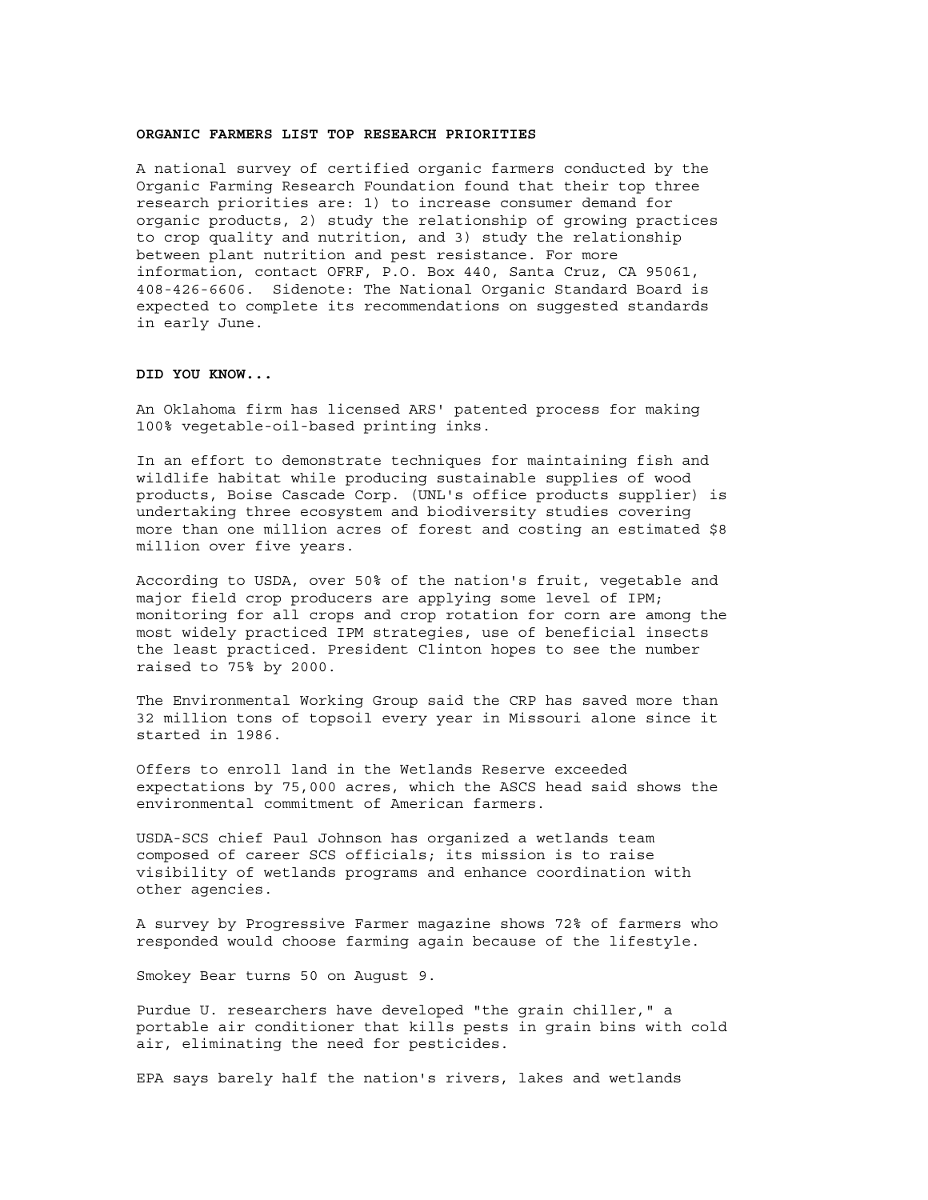**ORGANIC FARMERS LIST TOP RESEARCH PRIORITIES**

A national survey of certified organic farmers conducted by the Organic Farming Research Foundation found that their top three research priorities are: 1) to increase consumer demand for organic products, 2) study the relationship of growing practices to crop quality and nutrition, and 3) study the relationship between plant nutrition and pest resistance. For more information, contact OFRF, P.O. Box 440, Santa Cruz, CA 95061, 408-426-6606. Sidenote: The National Organic Standard Board is expected to complete its recommendations on suggested standards in early June.

**DID YOU KNOW...**

An Oklahoma firm has licensed ARS' patented process for making 100% vegetable-oil-based printing inks.

In an effort to demonstrate techniques for maintaining fish and wildlife habitat while producing sustainable supplies of wood products, Boise Cascade Corp. (UNL's office products supplier) is undertaking three ecosystem and biodiversity studies covering more than one million acres of forest and costing an estimated $8 million over five years.

According to USDA, over 50% of the nation's fruit, vegetable and major field crop producers are applying some level of IPM; monitoring for all crops and crop rotation for corn are among the most widely practiced IPM strategies, use of beneficial insects the least practiced. President Clinton hopes to see the number raised to 75% by 2000.

The Environmental Working Group said the CRP has saved more than 32 million tons of topsoil every year in Missouri alone since it started in 1986.

Offers to enroll land in the Wetlands Reserve exceeded expectations by 75,000 acres, which the ASCS head said shows the environmental commitment of American farmers.

USDA-SCS chief Paul Johnson has organized a wetlands team composed of career SCS officials; its mission is to raise visibility of wetlands programs and enhance coordination with other agencies.

A survey by Progressive Farmer magazine shows 72% of farmers who responded would choose farming again because of the lifestyle.

Smokey Bear turns 50 on August 9.

Purdue U. researchers have developed "the grain chiller," a portable air conditioner that kills pests in grain bins with cold air, eliminating the need for pesticides.

EPA says barely half the nation's rivers, lakes and wetlands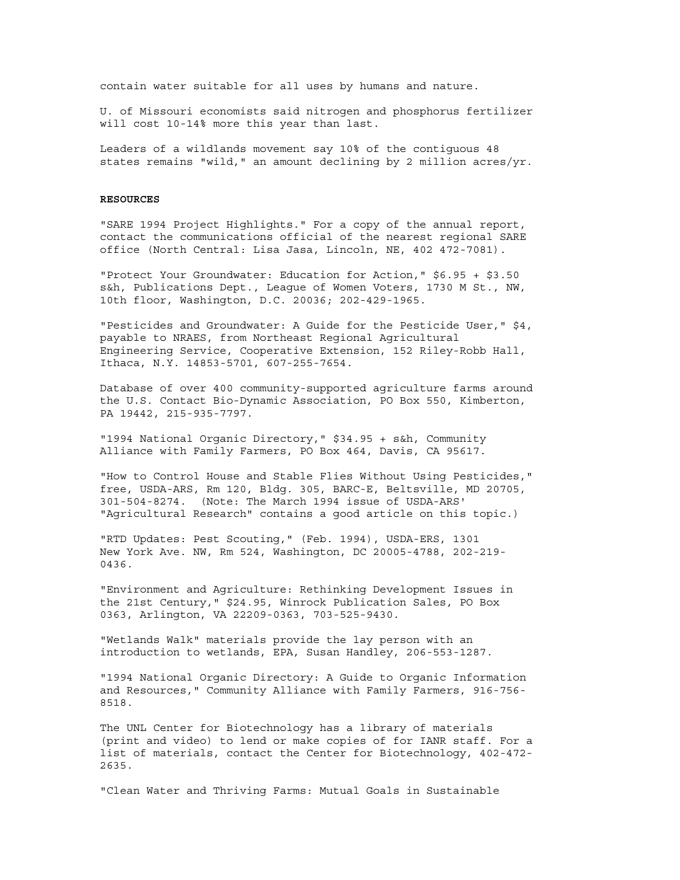contain water suitable for all uses by humans and nature.

U. of Missouri economists said nitrogen and phosphorus fertilizer will cost 10-14% more this year than last.

Leaders of a wildlands movement say 10% of the contiguous 48 states remains "wild," an amount declining by 2 million acres/yr.

**RESOURCES**

"SARE 1994 Project Highlights." For a copy of the annual report, contact the communications official of the nearest regional SARE office (North Central: Lisa Jasa, Lincoln, NE, 402 472-7081).

"Protect Your Groundwater: Education for Action," $6.95 + $3.50 s&h, Publications Dept., League of Women Voters, 1730 M St., NW, 10th floor, Washington, D.C. 20036; 202-429-1965.

"Pesticides and Groundwater: A Guide for the Pesticide User," $4, payable to NRAES, from Northeast Regional Agricultural Engineering Service, Cooperative Extension, 152 Riley-Robb Hall, Ithaca, N.Y. 14853-5701, 607-255-7654.

Database of over 400 community-supported agriculture farms around the U.S. Contact Bio-Dynamic Association, PO Box 550, Kimberton, PA 19442, 215-935-7797.

"1994 National Organic Directory," $34.95 + s&h, Community Alliance with Family Farmers, PO Box 464, Davis, CA 95617.

"How to Control House and Stable Flies Without Using Pesticides," free, USDA-ARS, Rm 120, Bldg. 305, BARC-E, Beltsville, MD 20705, 301-504-8274. (Note: The March 1994 issue of USDA-ARS' "Agricultural Research" contains a good article on this topic.)

"RTD Updates: Pest Scouting," (Feb. 1994), USDA-ERS, 1301 New York Ave. NW, Rm 524, Washington, DC 20005-4788, 202-219-0436.

"Environment and Agriculture: Rethinking Development Issues in the 21st Century," $24.95, Winrock Publication Sales, PO Box 0363, Arlington, VA 22209-0363, 703-525-9430.

"Wetlands Walk" materials provide the lay person with an introduction to wetlands, EPA, Susan Handley, 206-553-1287.

"1994 National Organic Directory: A Guide to Organic Information and Resources," Community Alliance with Family Farmers, 916-756-8518.

The UNL Center for Biotechnology has a library of materials (print and video) to lend or make copies of for IANR staff. For a list of materials, contact the Center for Biotechnology, 402-472-2635.

"Clean Water and Thriving Farms: Mutual Goals in Sustainable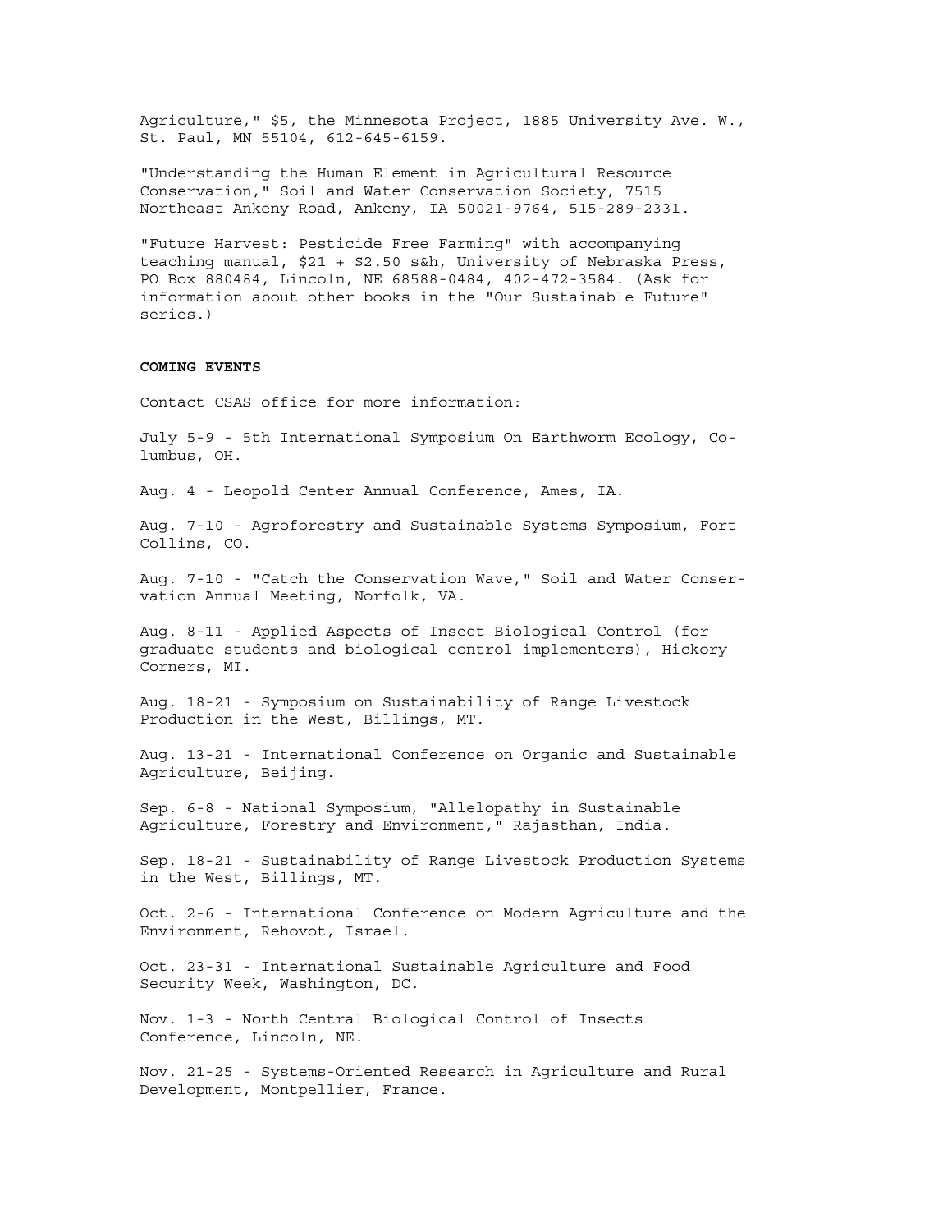Agriculture," $5, the Minnesota Project, 1885 University Ave. W., St. Paul, MN 55104, 612-645-6159.

"Understanding the Human Element in Agricultural Resource Conservation," Soil and Water Conservation Society, 7515 Northeast Ankeny Road, Ankeny, IA 50021-9764, 515-289-2331.

"Future Harvest: Pesticide Free Farming" with accompanying teaching manual, $21 + $2.50 s&h, University of Nebraska Press, PO Box 880484, Lincoln, NE 68588-0484, 402-472-3584. (Ask for information about other books in the "Our Sustainable Future" series.)

**COMING EVENTS**

Contact CSAS office for more information:

July 5-9 - 5th International Symposium On Earthworm Ecology, Columbus, OH.

Aug. 4 - Leopold Center Annual Conference, Ames, IA.

Aug. 7-10 - Agroforestry and Sustainable Systems Symposium, Fort Collins, CO.

Aug. 7-10 - "Catch the Conservation Wave," Soil and Water Conservation Annual Meeting, Norfolk, VA.

Aug. 8-11 - Applied Aspects of Insect Biological Control (for graduate students and biological control implementers), Hickory Corners, MI.

Aug. 18-21 - Symposium on Sustainability of Range Livestock Production in the West, Billings, MT.

Aug. 13-21 - International Conference on Organic and Sustainable Agriculture, Beijing.

Sep. 6-8 - National Symposium, "Allelopathy in Sustainable Agriculture, Forestry and Environment," Rajasthan, India.

Sep. 18-21 - Sustainability of Range Livestock Production Systems in the West, Billings, MT.

Oct. 2-6 - International Conference on Modern Agriculture and the Environment, Rehovot, Israel.

Oct. 23-31 - International Sustainable Agriculture and Food Security Week, Washington, DC.

Nov. 1-3 - North Central Biological Control of Insects Conference, Lincoln, NE.

Nov. 21-25 - Systems-Oriented Research in Agriculture and Rural Development, Montpellier, France.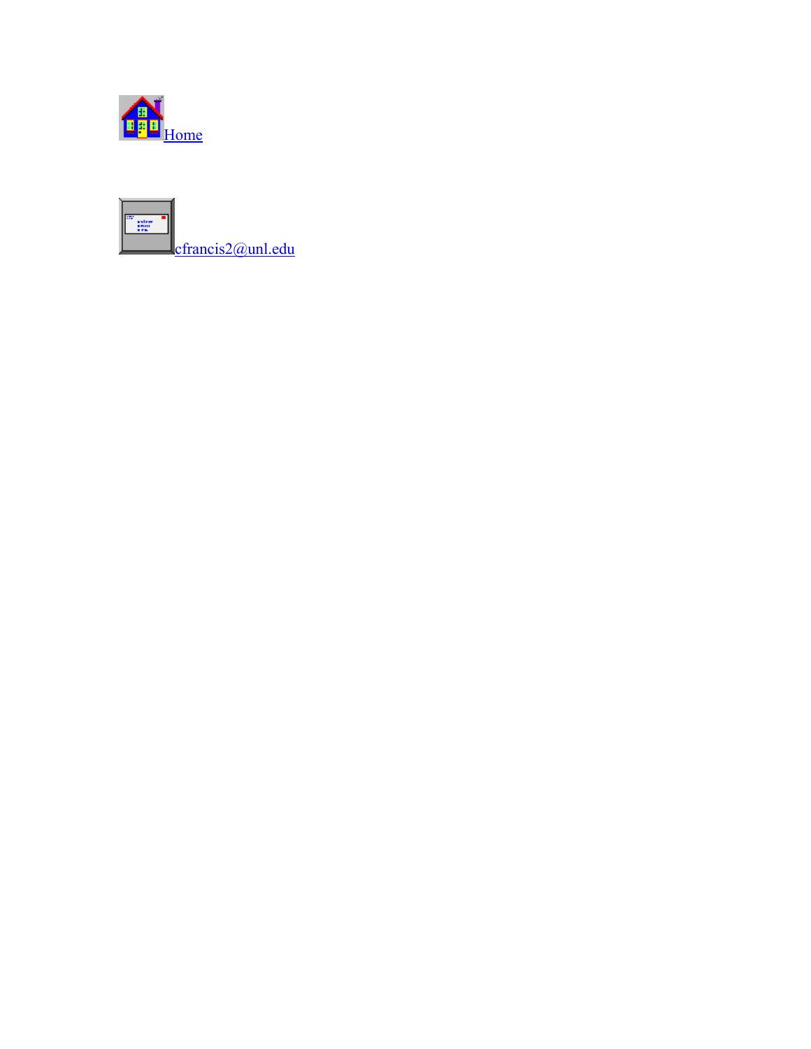Home

cfrancis2@unl.edu